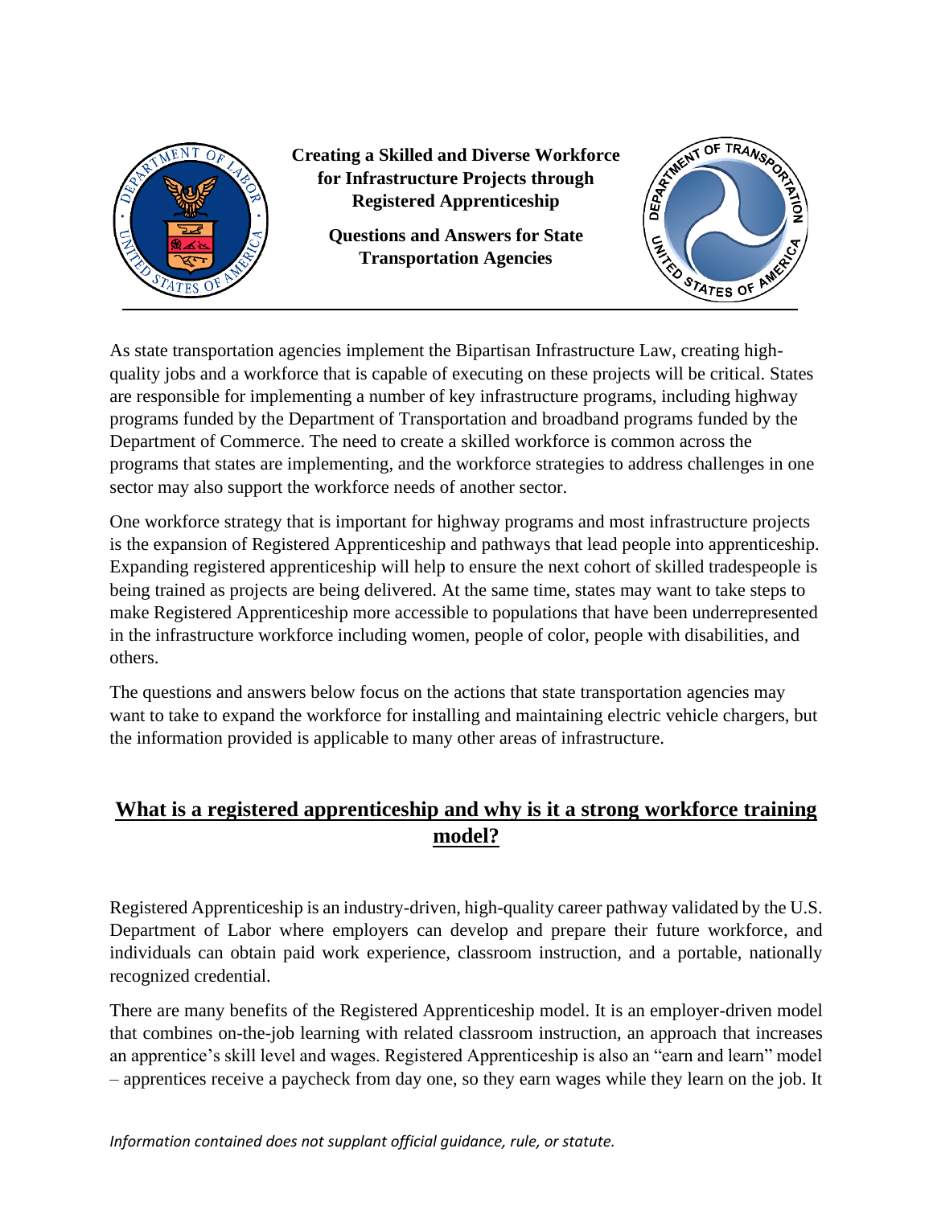# Creating a Skilled and Diverse Workforce for Infrastructure Projects through Registered Apprenticeship

**Questions and Answers for State Transportation Agencies**

As state transportation agencies implement the Bipartisan Infrastructure Law, creating high-quality jobs and a workforce that is capable of executing on these projects will be critical. States are responsible for implementing a number of key infrastructure programs, including highway programs funded by the Department of Transportation and broadband programs funded by the Department of Commerce. The need to create a skilled workforce is common across the programs that states are implementing, and the workforce strategies to address challenges in one sector may also support the workforce needs of another sector.

One workforce strategy that is important for highway programs and most infrastructure projects is the expansion of Registered Apprenticeship and pathways that lead people into apprenticeship. Expanding registered apprenticeship will help to ensure the next cohort of skilled tradespeople is being trained as projects are being delivered. At the same time, states may want to take steps to make Registered Apprenticeship more accessible to populations that have been underrepresented in the infrastructure workforce including women, people of color, people with disabilities, and others.

The questions and answers below focus on the actions that state transportation agencies may want to take to expand the workforce for installing and maintaining electric vehicle chargers, but the information provided is applicable to many other areas of infrastructure.

## What is a registered apprenticeship and why is it a strong workforce training model?

Registered Apprenticeship is an industry-driven, high-quality career pathway validated by the U.S. Department of Labor where employers can develop and prepare their future workforce, and individuals can obtain paid work experience, classroom instruction, and a portable, nationally recognized credential.

There are many benefits of the Registered Apprenticeship model. It is an employer-driven model that combines on-the-job learning with related classroom instruction, an approach that increases an apprentice's skill level and wages. Registered Apprenticeship is also an "earn and learn" model – apprentices receive a paycheck from day one, so they earn wages while they learn on the job. It

*Information contained does not supplant official guidance, rule, or statute.*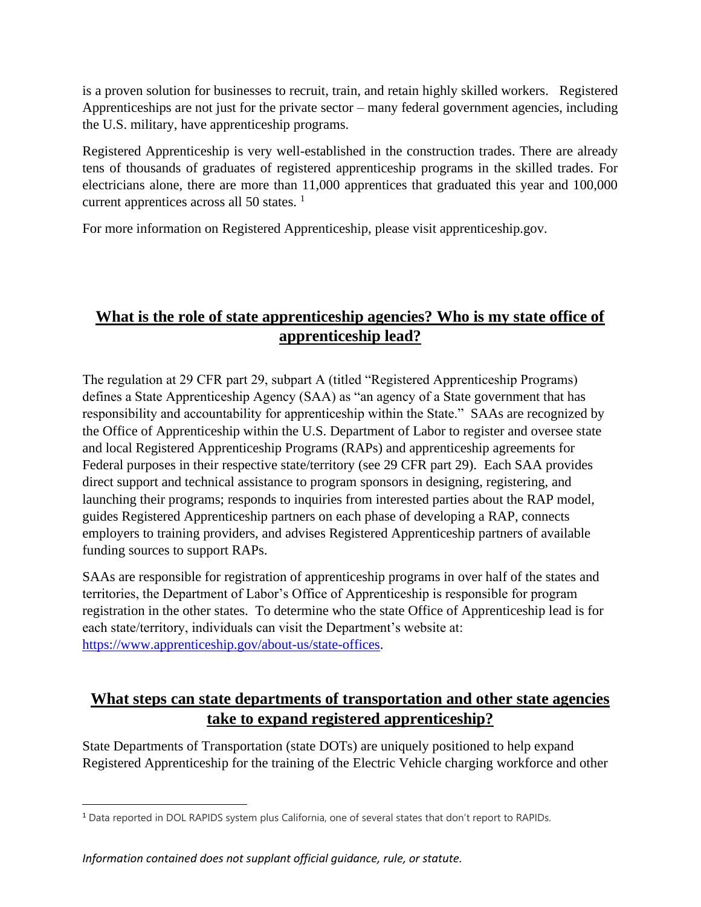is a proven solution for businesses to recruit, train, and retain highly skilled workers. Registered Apprenticeships are not just for the private sector – many federal government agencies, including the U.S. military, have apprenticeship programs.

Registered Apprenticeship is very well-established in the construction trades. There are already tens of thousands of graduates of registered apprenticeship programs in the skilled trades. For electricians alone, there are more than 11,000 apprentices that graduated this year and 100,000 current apprentices across all 50 states. [1]

For more information on Registered Apprenticeship, please visit apprenticeship.gov.

## What is the role of state apprenticeship agencies? Who is my state office of apprenticeship lead?

The regulation at 29 CFR part 29, subpart A (titled "Registered Apprenticeship Programs) defines a State Apprenticeship Agency (SAA) as "an agency of a State government that has responsibility and accountability for apprenticeship within the State." SAAs are recognized by the Office of Apprenticeship within the U.S. Department of Labor to register and oversee state and local Registered Apprenticeship Programs (RAPs) and apprenticeship agreements for Federal purposes in their respective state/territory (see 29 CFR part 29). Each SAA provides direct support and technical assistance to program sponsors in designing, registering, and launching their programs; responds to inquiries from interested parties about the RAP model, guides Registered Apprenticeship partners on each phase of developing a RAP, connects employers to training providers, and advises Registered Apprenticeship partners of available funding sources to support RAPs.

SAAs are responsible for registration of apprenticeship programs in over half of the states and territories, the Department of Labor's Office of Apprenticeship is responsible for program registration in the other states. To determine who the state Office of Apprenticeship lead is for each state/territory, individuals can visit the Department's website at: https://www.apprenticeship.gov/about-us/state-offices.

## What steps can state departments of transportation and other state agencies take to expand registered apprenticeship?

State Departments of Transportation (state DOTs) are uniquely positioned to help expand Registered Apprenticeship for the training of the Electric Vehicle charging workforce and other

[1] Data reported in DOL RAPIDS system plus California, one of several states that don't report to RAPIDs.

*Information contained does not supplant official guidance, rule, or statute.*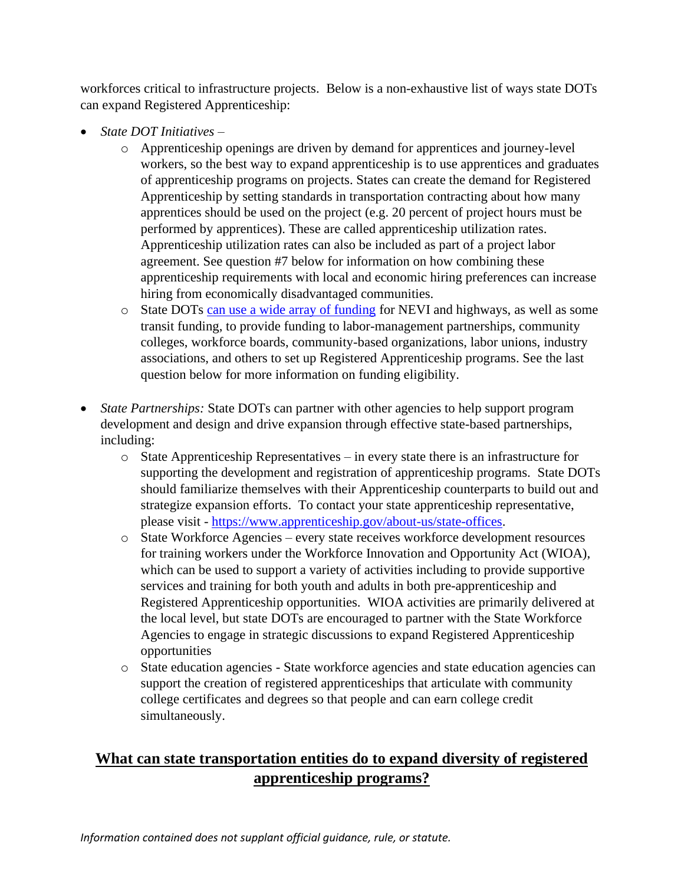workforces critical to infrastructure projects. Below is a non-exhaustive list of ways state DOTs can expand Registered Apprenticeship:

- *State DOT Initiatives* –
  - Apprenticeship openings are driven by demand for apprentices and journey-level workers, so the best way to expand apprenticeship is to use apprentices and graduates of apprenticeship programs on projects. States can create the demand for Registered Apprenticeship by setting standards in transportation contracting about how many apprentices should be used on the project (e.g. 20 percent of project hours must be performed by apprentices). These are called apprenticeship utilization rates. Apprenticeship utilization rates can also be included as part of a project labor agreement. See question #7 below for information on how combining these apprenticeship requirements with local and economic hiring preferences can increase hiring from economically disadvantaged communities.
  - State DOTs [can use a wide array of funding] for NEVI and highways, as well as some transit funding, to provide funding to labor-management partnerships, community colleges, workforce boards, community-based organizations, labor unions, industry associations, and others to set up Registered Apprenticeship programs. See the last question below for more information on funding eligibility.

- *State Partnerships:* State DOTs can partner with other agencies to help support program development and design and drive expansion through effective state-based partnerships, including:
  - State Apprenticeship Representatives – in every state there is an infrastructure for supporting the development and registration of apprenticeship programs. State DOTs should familiarize themselves with their Apprenticeship counterparts to build out and strategize expansion efforts. To contact your state apprenticeship representative, please visit - https://www.apprenticeship.gov/about-us/state-offices.
  - State Workforce Agencies – every state receives workforce development resources for training workers under the Workforce Innovation and Opportunity Act (WIOA), which can be used to support a variety of activities including to provide supportive services and training for both youth and adults in both pre-apprenticeship and Registered Apprenticeship opportunities. WIOA activities are primarily delivered at the local level, but state DOTs are encouraged to partner with the State Workforce Agencies to engage in strategic discussions to expand Registered Apprenticeship opportunities
  - State education agencies - State workforce agencies and state education agencies can support the creation of registered apprenticeships that articulate with community college certificates and degrees so that people and can earn college credit simultaneously.

## **What can state transportation entities do to expand diversity of registered apprenticeship programs?**

*Information contained does not supplant official guidance, rule, or statute.*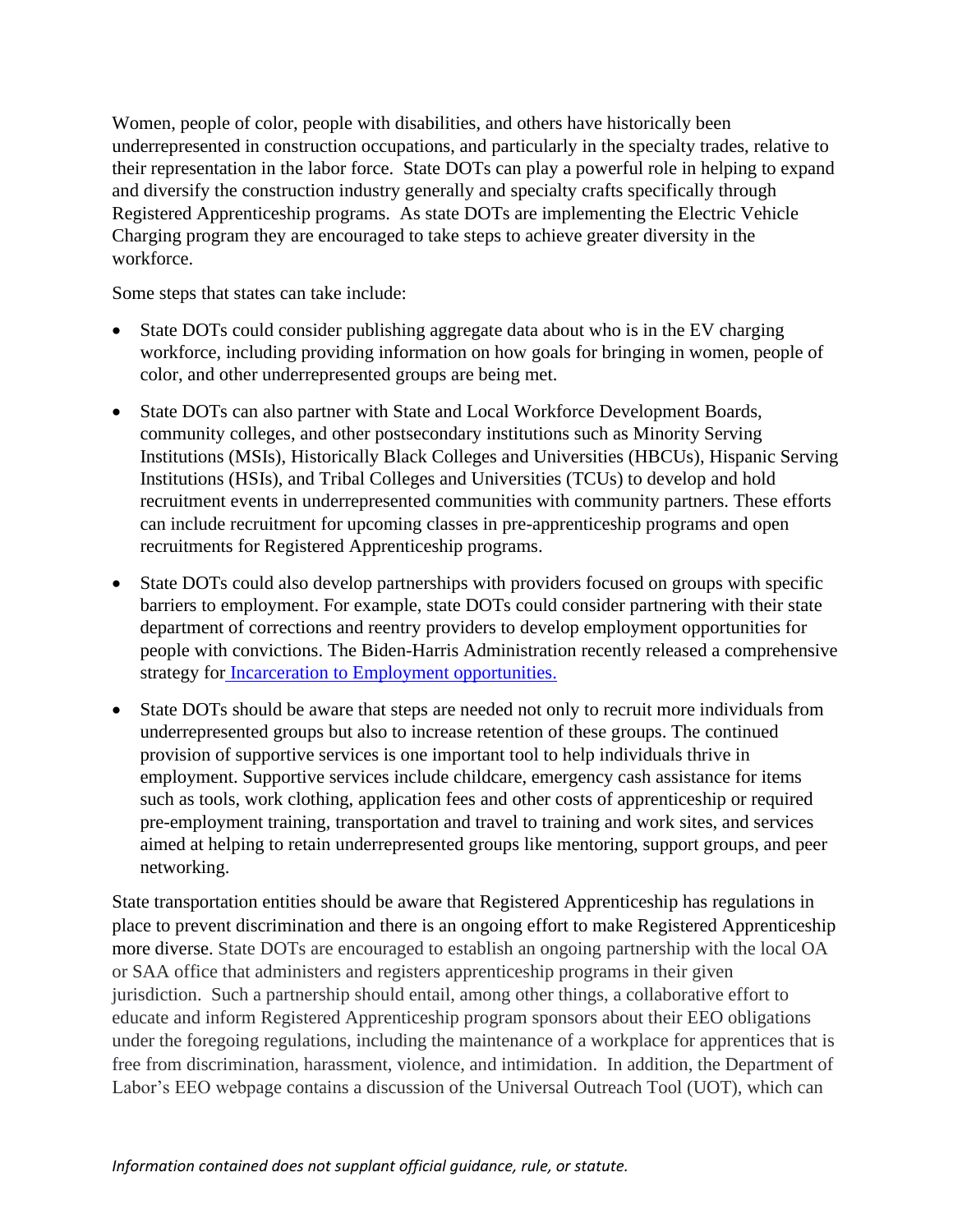Women, people of color, people with disabilities, and others have historically been underrepresented in construction occupations, and particularly in the specialty trades, relative to their representation in the labor force. State DOTs can play a powerful role in helping to expand and diversify the construction industry generally and specialty crafts specifically through Registered Apprenticeship programs. As state DOTs are implementing the Electric Vehicle Charging program they are encouraged to take steps to achieve greater diversity in the workforce.

Some steps that states can take include:

- State DOTs could consider publishing aggregate data about who is in the EV charging workforce, including providing information on how goals for bringing in women, people of color, and other underrepresented groups are being met.

- State DOTs can also partner with State and Local Workforce Development Boards, community colleges, and other postsecondary institutions such as Minority Serving Institutions (MSIs), Historically Black Colleges and Universities (HBCUs), Hispanic Serving Institutions (HSIs), and Tribal Colleges and Universities (TCUs) to develop and hold recruitment events in underrepresented communities with community partners. These efforts can include recruitment for upcoming classes in pre-apprenticeship programs and open recruitments for Registered Apprenticeship programs.

- State DOTs could also develop partnerships with providers focused on groups with specific barriers to employment. For example, state DOTs could consider partnering with their state department of corrections and reentry providers to develop employment opportunities for people with convictions. The Biden-Harris Administration recently released a comprehensive strategy for Incarceration to Employment opportunities.

- State DOTs should be aware that steps are needed not only to recruit more individuals from underrepresented groups but also to increase retention of these groups. The continued provision of supportive services is one important tool to help individuals thrive in employment. Supportive services include childcare, emergency cash assistance for items such as tools, work clothing, application fees and other costs of apprenticeship or required pre-employment training, transportation and travel to training and work sites, and services aimed at helping to retain underrepresented groups like mentoring, support groups, and peer networking.

State transportation entities should be aware that Registered Apprenticeship has regulations in place to prevent discrimination and there is an ongoing effort to make Registered Apprenticeship more diverse. State DOTs are encouraged to establish an ongoing partnership with the local OA or SAA office that administers and registers apprenticeship programs in their given jurisdiction. Such a partnership should entail, among other things, a collaborative effort to educate and inform Registered Apprenticeship program sponsors about their EEO obligations under the foregoing regulations, including the maintenance of a workplace for apprentices that is free from discrimination, harassment, violence, and intimidation. In addition, the Department of Labor's EEO webpage contains a discussion of the Universal Outreach Tool (UOT), which can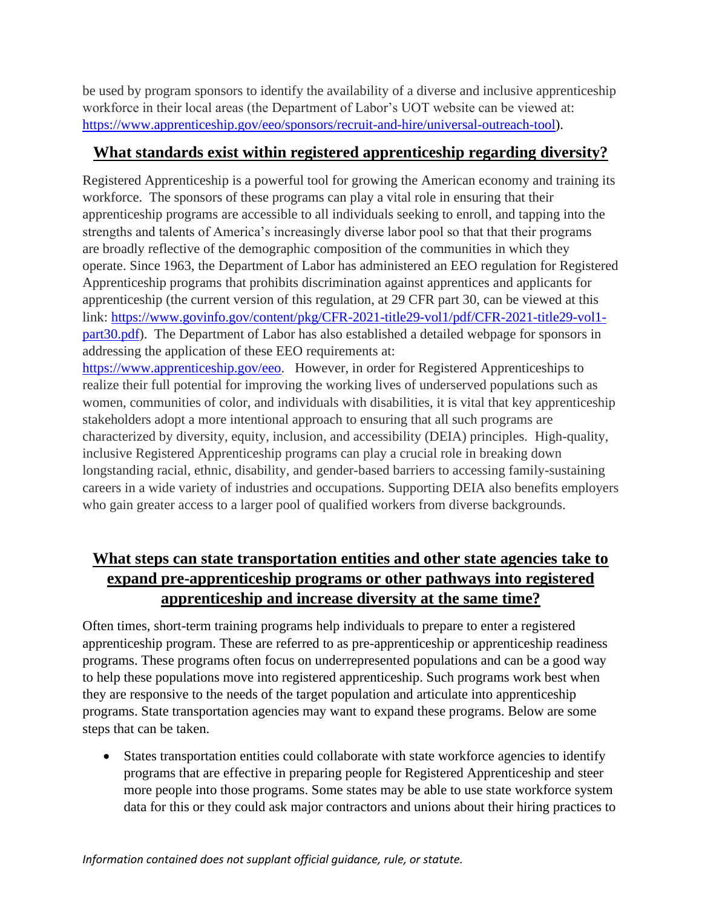be used by program sponsors to identify the availability of a diverse and inclusive apprenticeship workforce in their local areas (the Department of Labor's UOT website can be viewed at: [https://www.apprenticeship.gov/eeo/sponsors/recruit-and-hire/universal-outreach-tool](https://www.apprenticeship.gov/eeo/sponsors/recruit-and-hire/universal-outreach-tool)).

## What standards exist within registered apprenticeship regarding diversity?

Registered Apprenticeship is a powerful tool for growing the American economy and training its workforce. The sponsors of these programs can play a vital role in ensuring that their apprenticeship programs are accessible to all individuals seeking to enroll, and tapping into the strengths and talents of America's increasingly diverse labor pool so that that their programs are broadly reflective of the demographic composition of the communities in which they operate. Since 1963, the Department of Labor has administered an EEO regulation for Registered Apprenticeship programs that prohibits discrimination against apprentices and applicants for apprenticeship (the current version of this regulation, at 29 CFR part 30, can be viewed at this link: [https://www.govinfo.gov/content/pkg/CFR-2021-title29-vol1/pdf/CFR-2021-title29-vol1-part30.pdf](https://www.govinfo.gov/content/pkg/CFR-2021-title29-vol1/pdf/CFR-2021-title29-vol1-part30.pdf)). The Department of Labor has also established a detailed webpage for sponsors in addressing the application of these EEO requirements at: [https://www.apprenticeship.gov/eeo](https://www.apprenticeship.gov/eeo). However, in order for Registered Apprenticeships to realize their full potential for improving the working lives of underserved populations such as women, communities of color, and individuals with disabilities, it is vital that key apprenticeship stakeholders adopt a more intentional approach to ensuring that all such programs are characterized by diversity, equity, inclusion, and accessibility (DEIA) principles. High-quality, inclusive Registered Apprenticeship programs can play a crucial role in breaking down longstanding racial, ethnic, disability, and gender-based barriers to accessing family-sustaining careers in a wide variety of industries and occupations. Supporting DEIA also benefits employers who gain greater access to a larger pool of qualified workers from diverse backgrounds.

## What steps can state transportation entities and other state agencies take to expand pre-apprenticeship programs or other pathways into registered apprenticeship and increase diversity at the same time?

Often times, short-term training programs help individuals to prepare to enter a registered apprenticeship program. These are referred to as pre-apprenticeship or apprenticeship readiness programs. These programs often focus on underrepresented populations and can be a good way to help these populations move into registered apprenticeship. Such programs work best when they are responsive to the needs of the target population and articulate into apprenticeship programs. State transportation agencies may want to expand these programs. Below are some steps that can be taken.

- States transportation entities could collaborate with state workforce agencies to identify programs that are effective in preparing people for Registered Apprenticeship and steer more people into those programs. Some states may be able to use state workforce system data for this or they could ask major contractors and unions about their hiring practices to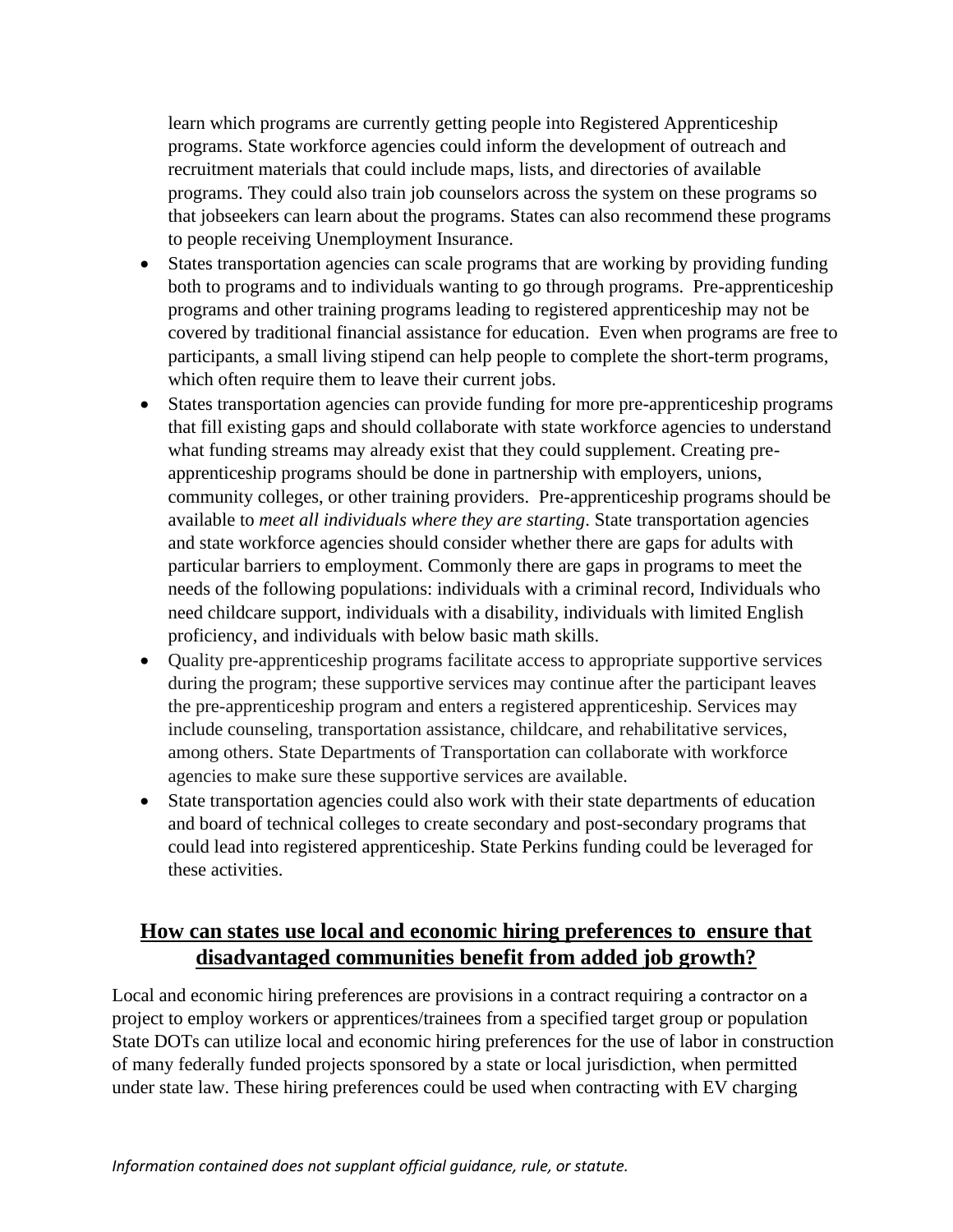learn which programs are currently getting people into Registered Apprenticeship programs. State workforce agencies could inform the development of outreach and recruitment materials that could include maps, lists, and directories of available programs. They could also train job counselors across the system on these programs so that jobseekers can learn about the programs. States can also recommend these programs to people receiving Unemployment Insurance.

- States transportation agencies can scale programs that are working by providing funding both to programs and to individuals wanting to go through programs. Pre-apprenticeship programs and other training programs leading to registered apprenticeship may not be covered by traditional financial assistance for education. Even when programs are free to participants, a small living stipend can help people to complete the short-term programs, which often require them to leave their current jobs.
- States transportation agencies can provide funding for more pre-apprenticeship programs that fill existing gaps and should collaborate with state workforce agencies to understand what funding streams may already exist that they could supplement. Creating pre-apprenticeship programs should be done in partnership with employers, unions, community colleges, or other training providers. Pre-apprenticeship programs should be available to *meet all individuals where they are starting*. State transportation agencies and state workforce agencies should consider whether there are gaps for adults with particular barriers to employment. Commonly there are gaps in programs to meet the needs of the following populations: individuals with a criminal record, Individuals who need childcare support, individuals with a disability, individuals with limited English proficiency, and individuals with below basic math skills.
- Quality pre-apprenticeship programs facilitate access to appropriate supportive services during the program; these supportive services may continue after the participant leaves the pre-apprenticeship program and enters a registered apprenticeship. Services may include counseling, transportation assistance, childcare, and rehabilitative services, among others. State Departments of Transportation can collaborate with workforce agencies to make sure these supportive services are available.
- State transportation agencies could also work with their state departments of education and board of technical colleges to create secondary and post-secondary programs that could lead into registered apprenticeship. State Perkins funding could be leveraged for these activities.

## How can states use local and economic hiring preferences to ensure that disadvantaged communities benefit from added job growth?

Local and economic hiring preferences are provisions in a contract requiring a contractor on a project to employ workers or apprentices/trainees from a specified target group or population State DOTs can utilize local and economic hiring preferences for the use of labor in construction of many federally funded projects sponsored by a state or local jurisdiction, when permitted under state law. These hiring preferences could be used when contracting with EV charging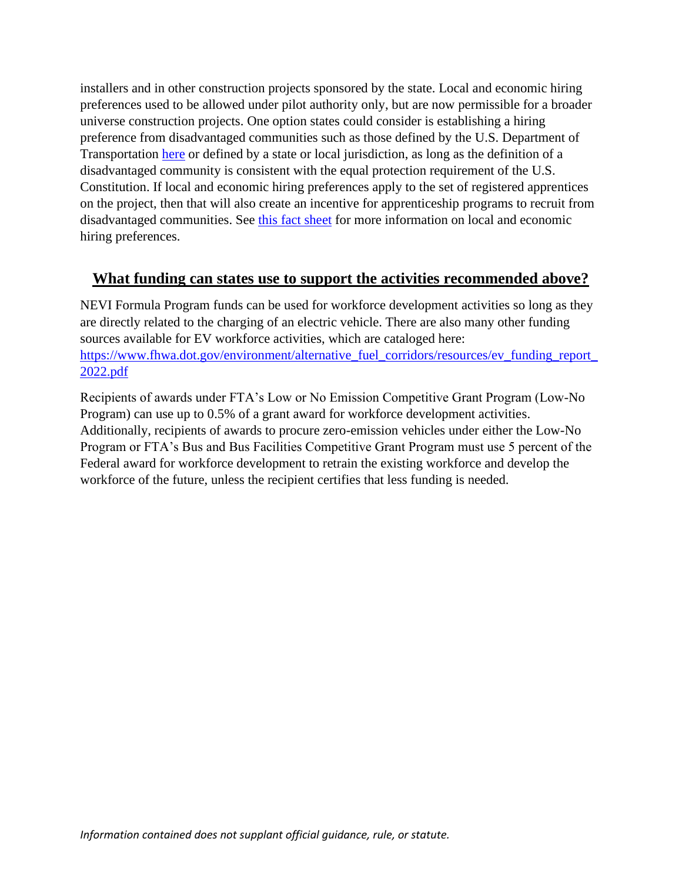installers and in other construction projects sponsored by the state. Local and economic hiring preferences used to be allowed under pilot authority only, but are now permissible for a broader universe construction projects. One option states could consider is establishing a hiring preference from disadvantaged communities such as those defined by the U.S. Department of Transportation [here] or defined by a state or local jurisdiction, as long as the definition of a disadvantaged community is consistent with the equal protection requirement of the U.S. Constitution. If local and economic hiring preferences apply to the set of registered apprentices on the project, then that will also create an incentive for apprenticeship programs to recruit from disadvantaged communities. See [this fact sheet] for more information on local and economic hiring preferences.

## What funding can states use to support the activities recommended above?

NEVI Formula Program funds can be used for workforce development activities so long as they are directly related to the charging of an electric vehicle. There are also many other funding sources available for EV workforce activities, which are cataloged here: https://www.fhwa.dot.gov/environment/alternative_fuel_corridors/resources/ev_funding_report_2022.pdf

Recipients of awards under FTA's Low or No Emission Competitive Grant Program (Low-No Program) can use up to 0.5% of a grant award for workforce development activities. Additionally, recipients of awards to procure zero-emission vehicles under either the Low-No Program or FTA's Bus and Bus Facilities Competitive Grant Program must use 5 percent of the Federal award for workforce development to retrain the existing workforce and develop the workforce of the future, unless the recipient certifies that less funding is needed.

*Information contained does not supplant official guidance, rule, or statute.*